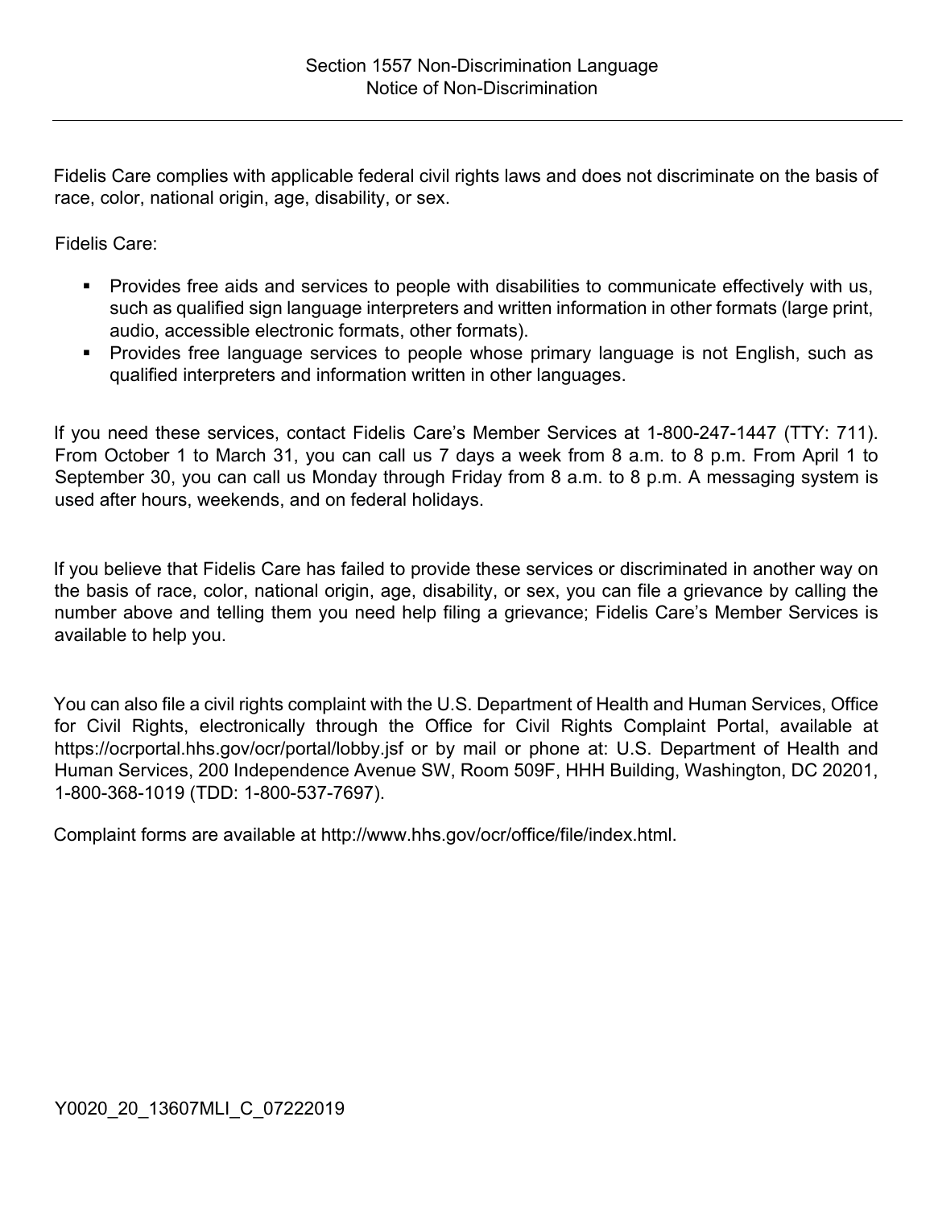# Section 1557 Non-Discrimination Language
## Notice of Non-Discrimination

---

Fidelis Care complies with applicable federal civil rights laws and does not discriminate on the basis of race, color, national origin, age, disability, or sex.

Fidelis Care:

- Provides free aids and services to people with disabilities to communicate effectively with us, such as qualified sign language interpreters and written information in other formats (large print, audio, accessible electronic formats, other formats).
- Provides free language services to people whose primary language is not English, such as qualified interpreters and information written in other languages.

If you need these services, contact Fidelis Care's Member Services at 1-800-247-1447 (TTY: 711). From October 1 to March 31, you can call us 7 days a week from 8 a.m. to 8 p.m. From April 1 to September 30, you can call us Monday through Friday from 8 a.m. to 8 p.m. A messaging system is used after hours, weekends, and on federal holidays.

If you believe that Fidelis Care has failed to provide these services or discriminated in another way on the basis of race, color, national origin, age, disability, or sex, you can file a grievance by calling the number above and telling them you need help filing a grievance; Fidelis Care's Member Services is available to help you.

You can also file a civil rights complaint with the U.S. Department of Health and Human Services, Office for Civil Rights, electronically through the Office for Civil Rights Complaint Portal, available at https://ocrportal.hhs.gov/ocr/portal/lobby.jsf or by mail or phone at: U.S. Department of Health and Human Services, 200 Independence Avenue SW, Room 509F, HHH Building, Washington, DC 20201, 1-800-368-1019 (TDD: 1-800-537-7697).

Complaint forms are available at http://www.hhs.gov/ocr/office/file/index.html.

Y0020_20_13607MLI_C_07222019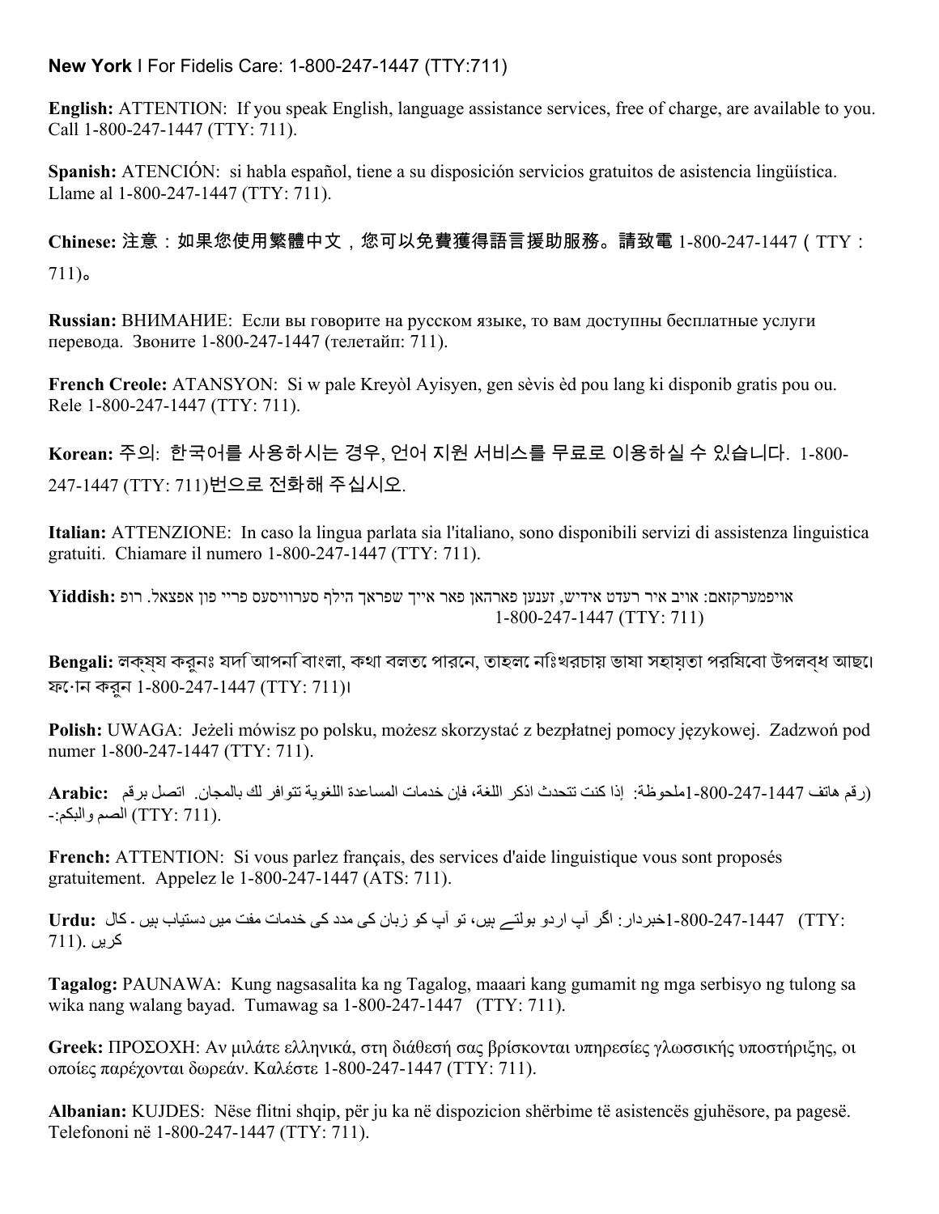**New York** I For Fidelis Care: 1-800-247-1447 (TTY:711)

**English:** ATTENTION: If you speak English, language assistance services, free of charge, are available to you. Call 1-800-247-1447 (TTY: 711).

**Spanish:** ATENCIÓN: si habla español, tiene a su disposición servicios gratuitos de asistencia lingüística. Llame al 1-800-247-1447 (TTY: 711).

**Chinese:** 注意：如果您使用繁體中文，您可以免費獲得語言援助服務。請致電 1-800-247-1447（TTY：711)。

**Russian:** ВНИМАНИЕ: Если вы говорите на русском языке, то вам доступны бесплатные услуги перевода. Звоните 1-800-247-1447 (телетайп: 711).

**French Creole:** ATANSYON: Si w pale Kreyòl Ayisyen, gen sèvis èd pou lang ki disponib gratis pou ou. Rele 1-800-247-1447 (TTY: 711).

**Korean:** 주의: 한국어를 사용하시는 경우, 언어 지원 서비스를 무료로 이용하실 수 있습니다. 1-800-247-1447 (TTY: 711)번으로 전화해 주십시오.

**Italian:** ATTENZIONE: In caso la lingua parlata sia l'italiano, sono disponibili servizi di assistenza linguistica gratuiti. Chiamare il numero 1-800-247-1447 (TTY: 711).

**Yiddish:** אויפמערקזאם: אויב איר רעדט אידיש, זענען פארהאן פאר אייך שפראך הילף סערוויסעס פריי פון אפצאל. רופט 1-800-247-1447 (TTY: 711)

**Bengali:** লক্ষ্য করুনঃ যদি আপনি বাংলা, কথা বলতে পারেন, তাহলে নিঃখরচায় ভাষা সহায়তা পরিষেবা উপলব্ধ আছে। ফোন করুন 1-800-247-1447 (TTY: 711)।

**Polish:** UWAGA: Jeżeli mówisz po polsku, możesz skorzystać z bezpłatnej pomocy językowej. Zadzwoń pod numer 1-800-247-1447 (TTY: 711).

**Arabic:** ملحوظة: إذا كنت تتحدث اذكر اللغة، فإن خدمات المساعدة اللغوية تتوافر لك بالمجان. اتصل برقم 1-800-247-1447 (رقم هاتف الصم والبكم:- (TTY: 711).

**French:** ATTENTION: Si vous parlez français, des services d'aide linguistique vous sont proposés gratuitement. Appelez le 1-800-247-1447 (ATS: 711).

**Urdu:** خبردار: اگر آپ اردو بولتے ہیں، تو آپ کو زبان کی مدد کی خدمات مفت میں دستیاب ہیں ۔ کال کریں 1-800-247-1447 (TTY: 711).

**Tagalog:** PAUNAWA: Kung nagsasalita ka ng Tagalog, maaari kang gumamit ng mga serbisyo ng tulong sa wika nang walang bayad. Tumawag sa 1-800-247-1447 (TTY: 711).

**Greek:** ΠΡΟΣΟΧΗ: Αν μιλάτε ελληνικά, στη διάθεσή σας βρίσκονται υπηρεσίες γλωσσικής υποστήριξης, οι οποίες παρέχονται δωρεάν. Καλέστε 1-800-247-1447 (TTY: 711).

**Albanian:** KUJDES: Nëse flitni shqip, për ju ka në dispozicion shërbime të asistencës gjuhësore, pa pagesë. Telefononi në 1-800-247-1447 (TTY: 711).